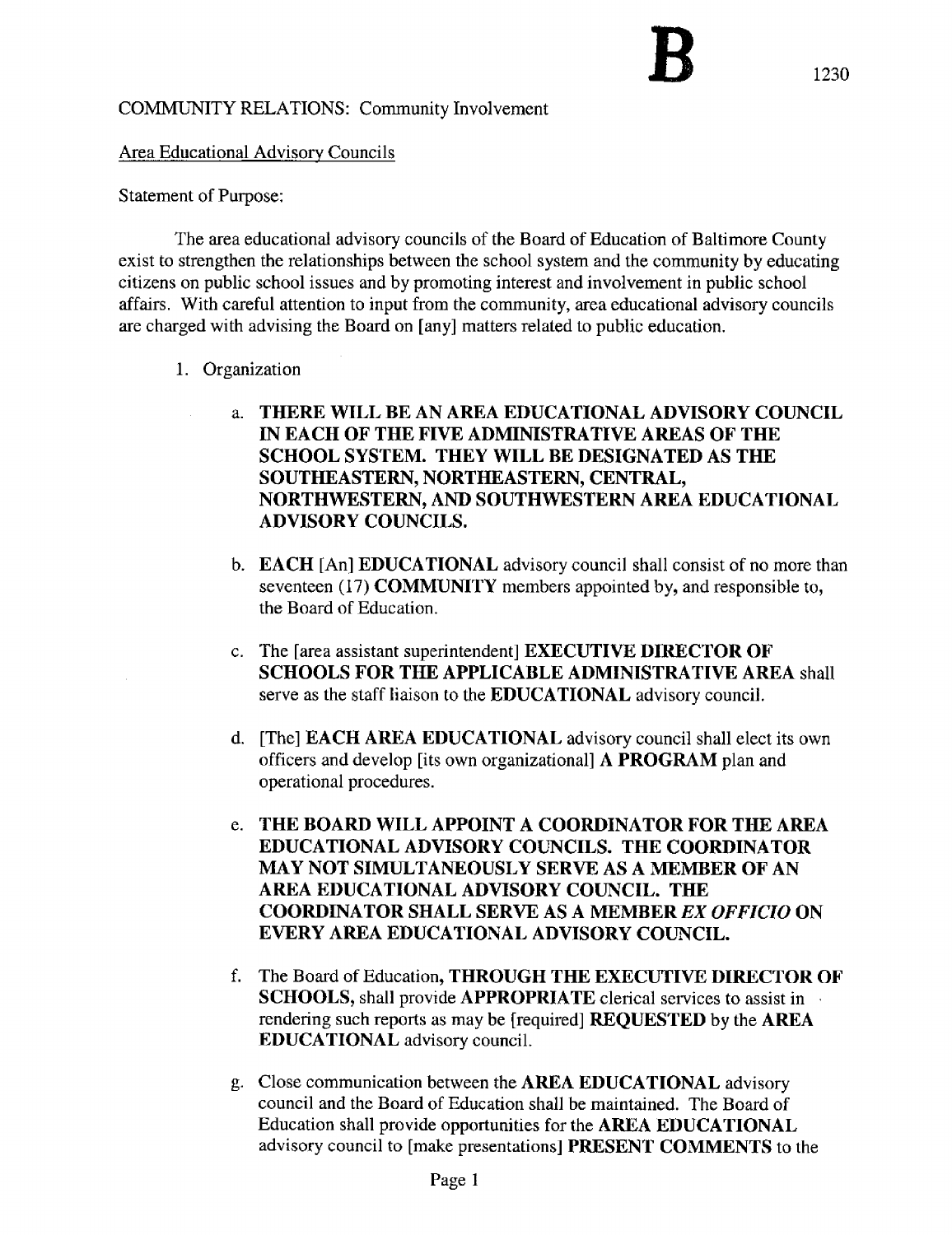**B** 1230

COMMUNITY RELATIONS: Community Involvement

Area Educational Advisory Councils

Statement of Purpose:

The area educational advisory councils of the Board of Education of Baltimore County exist to strengthen the relationships between the school system and the community by educating citizens on public school issues and by promoting interest and involvement in public school affairs. With careful attention to input from the community, area educational advisory councils are charged with advising the Board on [any] matters related to public education.

1. Organization

   a. **THERE WILL BE AN AREA EDUCATIONAL ADVISORY COUNCIL IN EACH OF THE FIVE ADMINISTRATIVE AREAS OF THE SCHOOL SYSTEM. THEY WILL BE DESIGNATED AS THE SOUTHEASTERN, NORTHEASTERN, CENTRAL, NORTHWESTERN, AND SOUTHWESTERN AREA EDUCATIONAL ADVISORY COUNCILS.**

   b. **EACH** [An] **EDUCATIONAL** advisory council shall consist of no more than seventeen (17) **COMMUNITY** members appointed by, and responsible to, the Board of Education.

   c. The [area assistant superintendent] **EXECUTIVE DIRECTOR OF SCHOOLS FOR THE APPLICABLE ADMINISTRATIVE AREA** shall serve as the staff liaison to the **EDUCATIONAL** advisory council.

   d. [The] **EACH AREA EDUCATIONAL** advisory council shall elect its own officers and develop [its own organizational] **A PROGRAM** plan and operational procedures.

   e. **THE BOARD WILL APPOINT A COORDINATOR FOR THE AREA EDUCATIONAL ADVISORY COUNCILS. THE COORDINATOR MAY NOT SIMULTANEOUSLY SERVE AS A MEMBER OF AN AREA EDUCATIONAL ADVISORY COUNCIL. THE COORDINATOR SHALL SERVE AS A MEMBER *EX OFFICIO* ON EVERY AREA EDUCATIONAL ADVISORY COUNCIL.**

   f. The Board of Education, **THROUGH THE EXECUTIVE DIRECTOR OF SCHOOLS,** shall provide **APPROPRIATE** clerical services to assist in rendering such reports as may be [required] **REQUESTED** by the **AREA EDUCATIONAL** advisory council.

   g. Close communication between the **AREA EDUCATIONAL** advisory council and the Board of Education shall be maintained. The Board of Education shall provide opportunities for the **AREA EDUCATIONAL** advisory council to [make presentations] **PRESENT COMMENTS** to the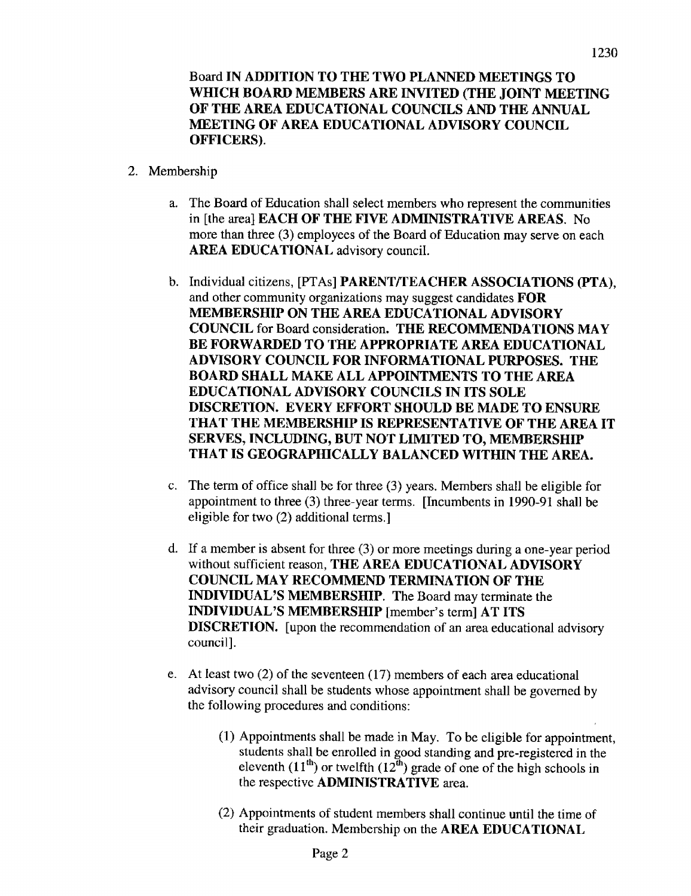Board **IN ADDITION TO THE TWO PLANNED MEETINGS TO WHICH BOARD MEMBERS ARE INVITED (THE JOINT MEETING OF THE AREA EDUCATIONAL COUNCILS AND THE ANNUAL MEETING OF AREA EDUCATIONAL ADVISORY COUNCIL OFFICERS).**

2. Membership

   a. The Board of Education shall select members who represent the communities in [the area] **EACH OF THE FIVE ADMINISTRATIVE AREAS.** No more than three (3) employees of the Board of Education may serve on each **AREA EDUCATIONAL** advisory council.

   b. Individual citizens, [PTAs] **PARENT/TEACHER ASSOCIATIONS (PTA),** and other community organizations may suggest candidates **FOR MEMBERSHIP ON THE AREA EDUCATIONAL ADVISORY COUNCIL** for Board consideration. **THE RECOMMENDATIONS MAY BE FORWARDED TO THE APPROPRIATE AREA EDUCATIONAL ADVISORY COUNCIL FOR INFORMATIONAL PURPOSES. THE BOARD SHALL MAKE ALL APPOINTMENTS TO THE AREA EDUCATIONAL ADVISORY COUNCILS IN ITS SOLE DISCRETION. EVERY EFFORT SHOULD BE MADE TO ENSURE THAT THE MEMBERSHIP IS REPRESENTATIVE OF THE AREA IT SERVES, INCLUDING, BUT NOT LIMITED TO, MEMBERSHIP THAT IS GEOGRAPHICALLY BALANCED WITHIN THE AREA.**

   c. The term of office shall be for three (3) years. Members shall be eligible for appointment to three (3) three-year terms. [Incumbents in 1990-91 shall be eligible for two (2) additional terms.]

   d. If a member is absent for three (3) or more meetings during a one-year period without sufficient reason, **THE AREA EDUCATIONAL ADVISORY COUNCIL MAY RECOMMEND TERMINATION OF THE INDIVIDUAL'S MEMBERSHIP.** The Board may terminate the **INDIVIDUAL'S MEMBERSHIP** [member's term] **AT ITS DISCRETION.** [upon the recommendation of an area educational advisory council].

   e. At least two (2) of the seventeen (17) members of each area educational advisory council shall be students whose appointment shall be governed by the following procedures and conditions:

      (1) Appointments shall be made in May. To be eligible for appointment, students shall be enrolled in good standing and pre-registered in the eleventh ($11^{th}$) or twelfth ($12^{th}$) grade of one of the high schools in the respective **ADMINISTRATIVE** area.

      (2) Appointments of student members shall continue until the time of their graduation. Membership on the **AREA EDUCATIONAL**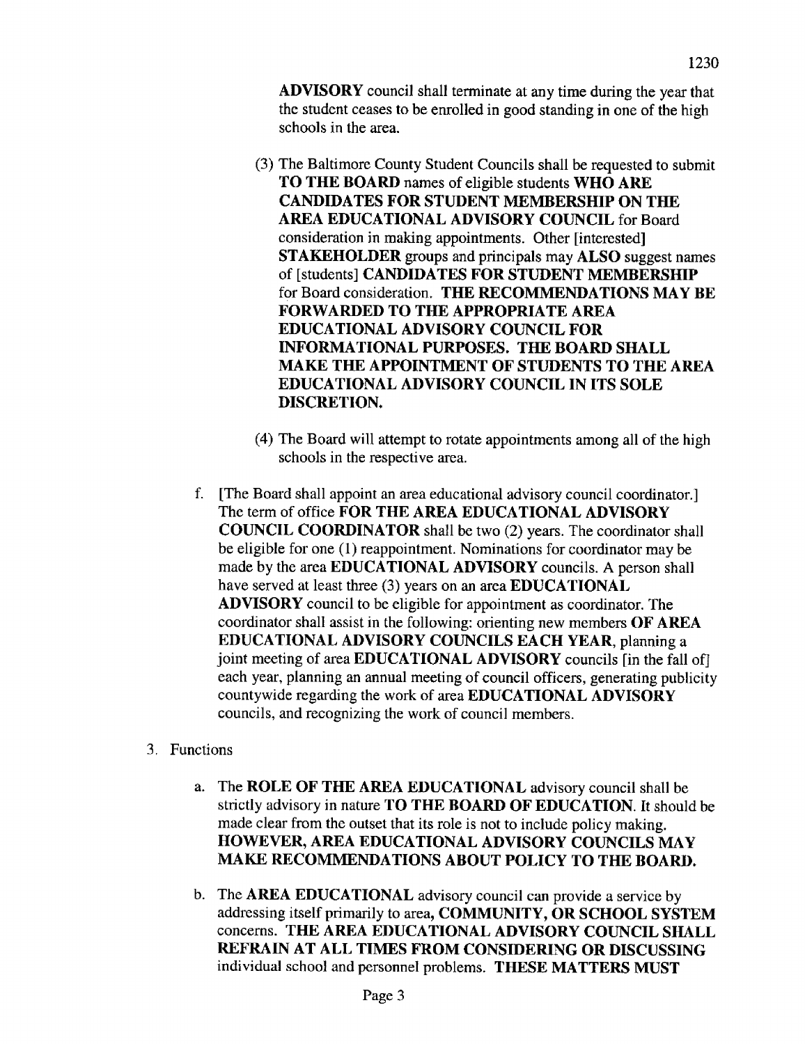**ADVISORY** council shall terminate at any time during the year that the student ceases to be enrolled in good standing in one of the high schools in the area.

(3) The Baltimore County Student Councils shall be requested to submit **TO THE BOARD** names of eligible students **WHO ARE CANDIDATES FOR STUDENT MEMBERSHIP ON THE AREA EDUCATIONAL ADVISORY COUNCIL** for Board consideration in making appointments. Other [interested] **STAKEHOLDER** groups and principals may **ALSO** suggest names of [students] **CANDIDATES FOR STUDENT MEMBERSHIP** for Board consideration. **THE RECOMMENDATIONS MAY BE FORWARDED TO THE APPROPRIATE AREA EDUCATIONAL ADVISORY COUNCIL FOR INFORMATIONAL PURPOSES. THE BOARD SHALL MAKE THE APPOINTMENT OF STUDENTS TO THE AREA EDUCATIONAL ADVISORY COUNCIL IN ITS SOLE DISCRETION.**

(4) The Board will attempt to rotate appointments among all of the high schools in the respective area.

f. [The Board shall appoint an area educational advisory council coordinator.] The term of office **FOR THE AREA EDUCATIONAL ADVISORY COUNCIL COORDINATOR** shall be two (2) years. The coordinator shall be eligible for one (1) reappointment. Nominations for coordinator may be made by the area **EDUCATIONAL ADVISORY** councils. A person shall have served at least three (3) years on an area **EDUCATIONAL ADVISORY** council to be eligible for appointment as coordinator. The coordinator shall assist in the following: orienting new members **OF AREA EDUCATIONAL ADVISORY COUNCILS EACH YEAR**, planning a joint meeting of area **EDUCATIONAL ADVISORY** councils [in the fall of] each year, planning an annual meeting of council officers, generating publicity countywide regarding the work of area **EDUCATIONAL ADVISORY** councils, and recognizing the work of council members.

3. Functions

a. The **ROLE OF THE AREA EDUCATIONAL** advisory council shall be strictly advisory in nature **TO THE BOARD OF EDUCATION**. It should be made clear from the outset that its role is not to include policy making. **HOWEVER, AREA EDUCATIONAL ADVISORY COUNCILS MAY MAKE RECOMMENDATIONS ABOUT POLICY TO THE BOARD.**

b. The **AREA EDUCATIONAL** advisory council can provide a service by addressing itself primarily to area, **COMMUNITY, OR SCHOOL SYSTEM** concerns. **THE AREA EDUCATIONAL ADVISORY COUNCIL SHALL REFRAIN AT ALL TIMES FROM CONSIDERING OR DISCUSSING** individual school and personnel problems. **THESE MATTERS MUST**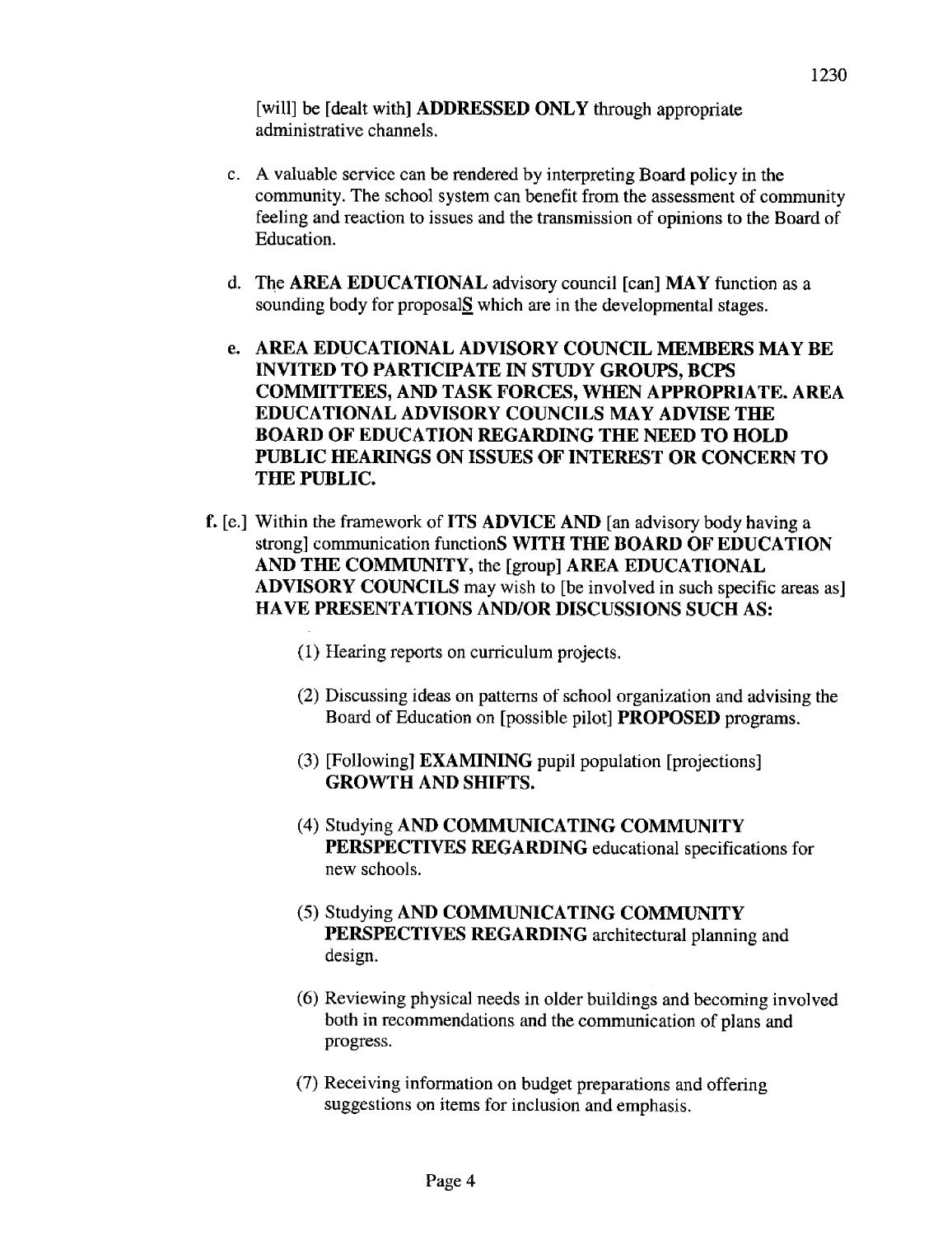[will] be [dealt with] **ADDRESSED ONLY** through appropriate administrative channels.

c. A valuable service can be rendered by interpreting Board policy in the community. The school system can benefit from the assessment of community feeling and reaction to issues and the transmission of opinions to the Board of Education.

d. The **AREA EDUCATIONAL** advisory council [can] **MAY** function as a sounding body for proposal**S** which are in the developmental stages.

e. **AREA EDUCATIONAL ADVISORY COUNCIL MEMBERS MAY BE INVITED TO PARTICIPATE IN STUDY GROUPS, BCPS COMMITTEES, AND TASK FORCES, WHEN APPROPRIATE. AREA EDUCATIONAL ADVISORY COUNCILS MAY ADVISE THE BOARD OF EDUCATION REGARDING THE NEED TO HOLD PUBLIC HEARINGS ON ISSUES OF INTEREST OR CONCERN TO THE PUBLIC.**

**f.** [e.] Within the framework of **ITS ADVICE AND** [an advisory body having a strong] communication function**S WITH THE BOARD OF EDUCATION AND THE COMMUNITY**, the [group] **AREA EDUCATIONAL ADVISORY COUNCILS** may wish to [be involved in such specific areas as] **HAVE PRESENTATIONS AND/OR DISCUSSIONS SUCH AS:**

(1) Hearing reports on curriculum projects.

(2) Discussing ideas on patterns of school organization and advising the Board of Education on [possible pilot] **PROPOSED** programs.

(3) [Following] **EXAMINING** pupil population [projections] **GROWTH AND SHIFTS.**

(4) Studying **AND COMMUNICATING COMMUNITY PERSPECTIVES REGARDING** educational specifications for new schools.

(5) Studying **AND COMMUNICATING COMMUNITY PERSPECTIVES REGARDING** architectural planning and design.

(6) Reviewing physical needs in older buildings and becoming involved both in recommendations and the communication of plans and progress.

(7) Receiving information on budget preparations and offering suggestions on items for inclusion and emphasis.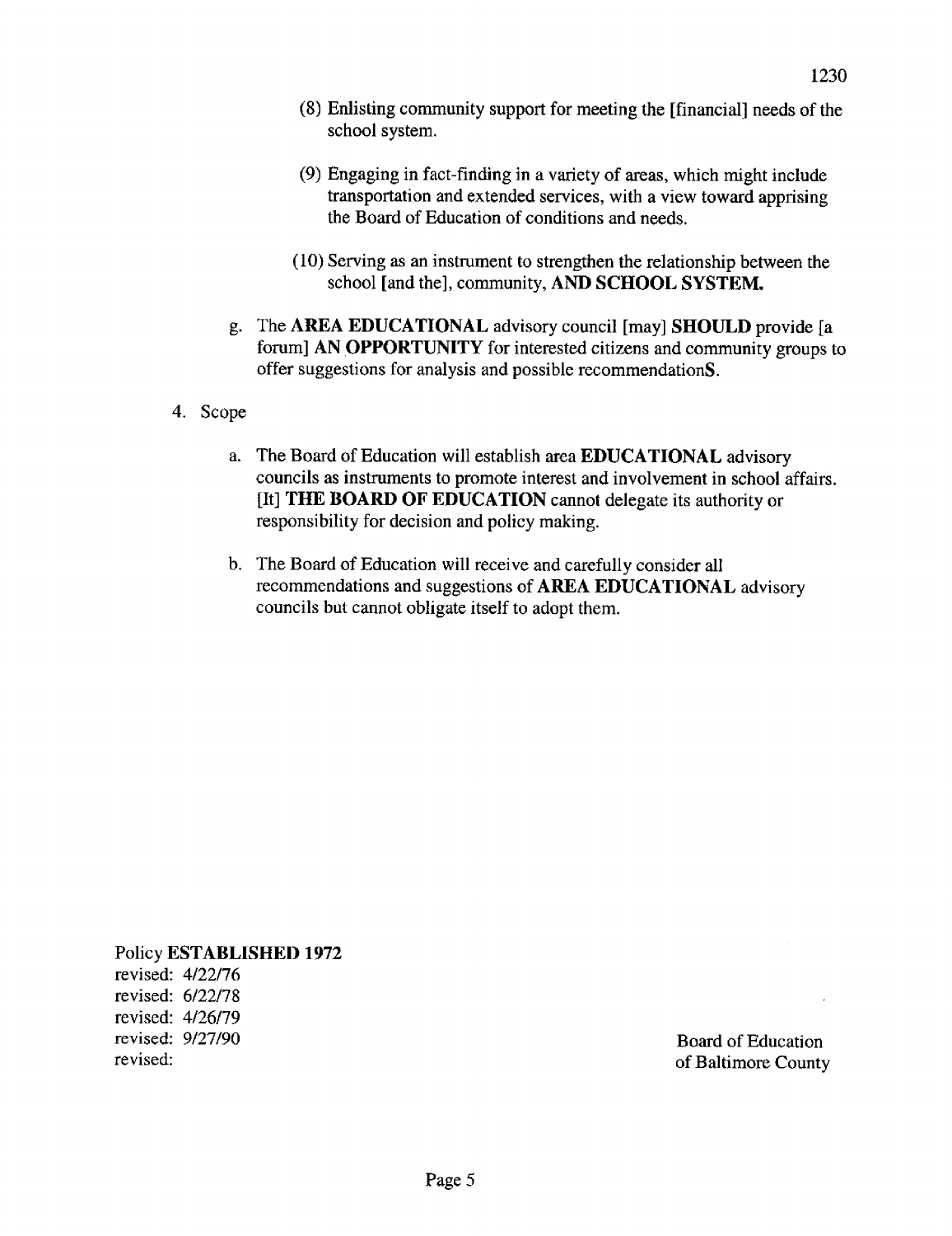(8) Enlisting community support for meeting the [financial] needs of the school system.

(9) Engaging in fact-finding in a variety of areas, which might include transportation and extended services, with a view toward apprising the Board of Education of conditions and needs.

(10) Serving as an instrument to strengthen the relationship between the school [and the], community, **AND SCHOOL SYSTEM.**

g. The **AREA EDUCATIONAL** advisory council [may] **SHOULD** provide [a forum] **AN OPPORTUNITY** for interested citizens and community groups to offer suggestions for analysis and possible recommendation**S**.

4. Scope

   a. The Board of Education will establish area **EDUCATIONAL** advisory councils as instruments to promote interest and involvement in school affairs. [It] **THE BOARD OF EDUCATION** cannot delegate its authority or responsibility for decision and policy making.

   b. The Board of Education will receive and carefully consider all recommendations and suggestions of **AREA EDUCATIONAL** advisory councils but cannot obligate itself to adopt them.

Policy **ESTABLISHED 1972**
revised: 4/22/76
revised: 6/22/78
revised: 4/26/79
revised: 9/27/90
revised:

Board of Education
of Baltimore County